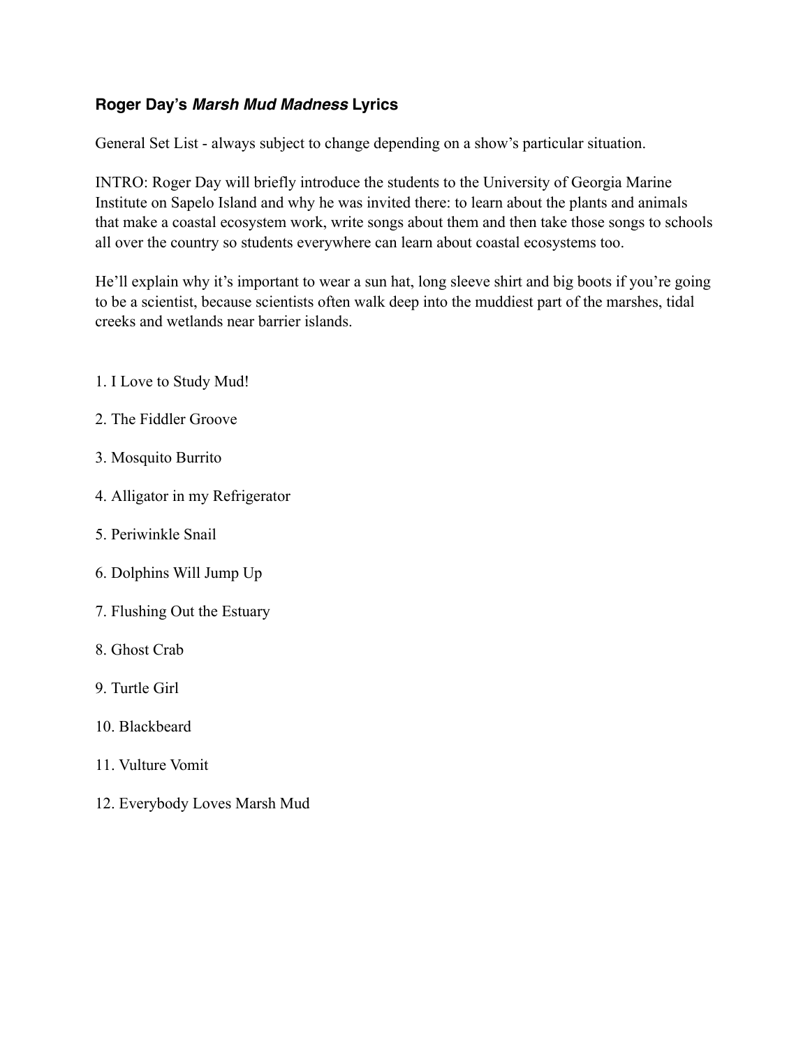## Roger Day's *Marsh Mud Madness* Lyrics

General Set List - always subject to change depending on a show's particular situation.

INTRO: Roger Day will briefly introduce the students to the University of Georgia Marine Institute on Sapelo Island and why he was invited there: to learn about the plants and animals that make a coastal ecosystem work, write songs about them and then take those songs to schools all over the country so students everywhere can learn about coastal ecosystems too.

He'll explain why it's important to wear a sun hat, long sleeve shirt and big boots if you're going to be a scientist, because scientists often walk deep into the muddiest part of the marshes, tidal creeks and wetlands near barrier islands.

1. I Love to Study Mud!
2. The Fiddler Groove
3. Mosquito Burrito
4. Alligator in my Refrigerator
5. Periwinkle Snail
6. Dolphins Will Jump Up
7. Flushing Out the Estuary
8. Ghost Crab
9. Turtle Girl
10. Blackbeard
11. Vulture Vomit
12. Everybody Loves Marsh Mud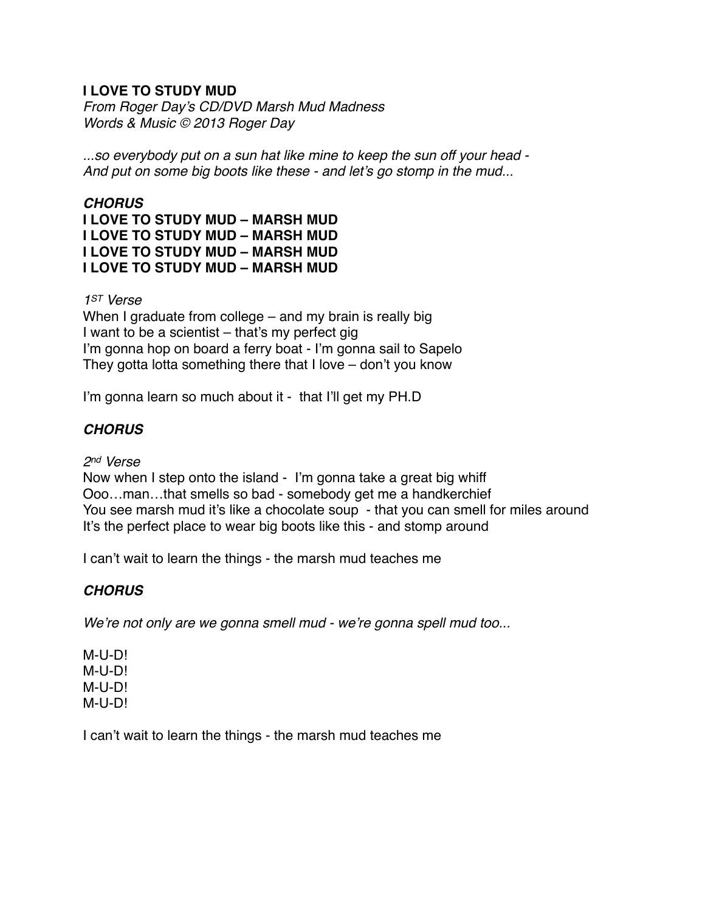**I LOVE TO STUDY MUD**
*From Roger Day's CD/DVD Marsh Mud Madness*
*Words & Music © 2013 Roger Day*

*...so everybody put on a sun hat like mine to keep the sun off your head -*
*And put on some big boots like these - and let's go stomp in the mud...*

***CHORUS***
**I LOVE TO STUDY MUD – MARSH MUD**
**I LOVE TO STUDY MUD – MARSH MUD**
**I LOVE TO STUDY MUD – MARSH MUD**
**I LOVE TO STUDY MUD – MARSH MUD**

*1ST Verse*
When I graduate from college – and my brain is really big
I want to be a scientist – that's my perfect gig
I'm gonna hop on board a ferry boat - I'm gonna sail to Sapelo
They gotta lotta something there that I love – don't you know

I'm gonna learn so much about it - that I'll get my PH.D

***CHORUS***

*2nd Verse*
Now when I step onto the island - I'm gonna take a great big whiff
Ooo…man…that smells so bad - somebody get me a handkerchief
You see marsh mud it's like a chocolate soup - that you can smell for miles around
It's the perfect place to wear big boots like this - and stomp around

I can't wait to learn the things - the marsh mud teaches me

***CHORUS***

*We're not only are we gonna smell mud - we're gonna spell mud too...*

M-U-D!
M-U-D!
M-U-D!
M-U-D!

I can't wait to learn the things - the marsh mud teaches me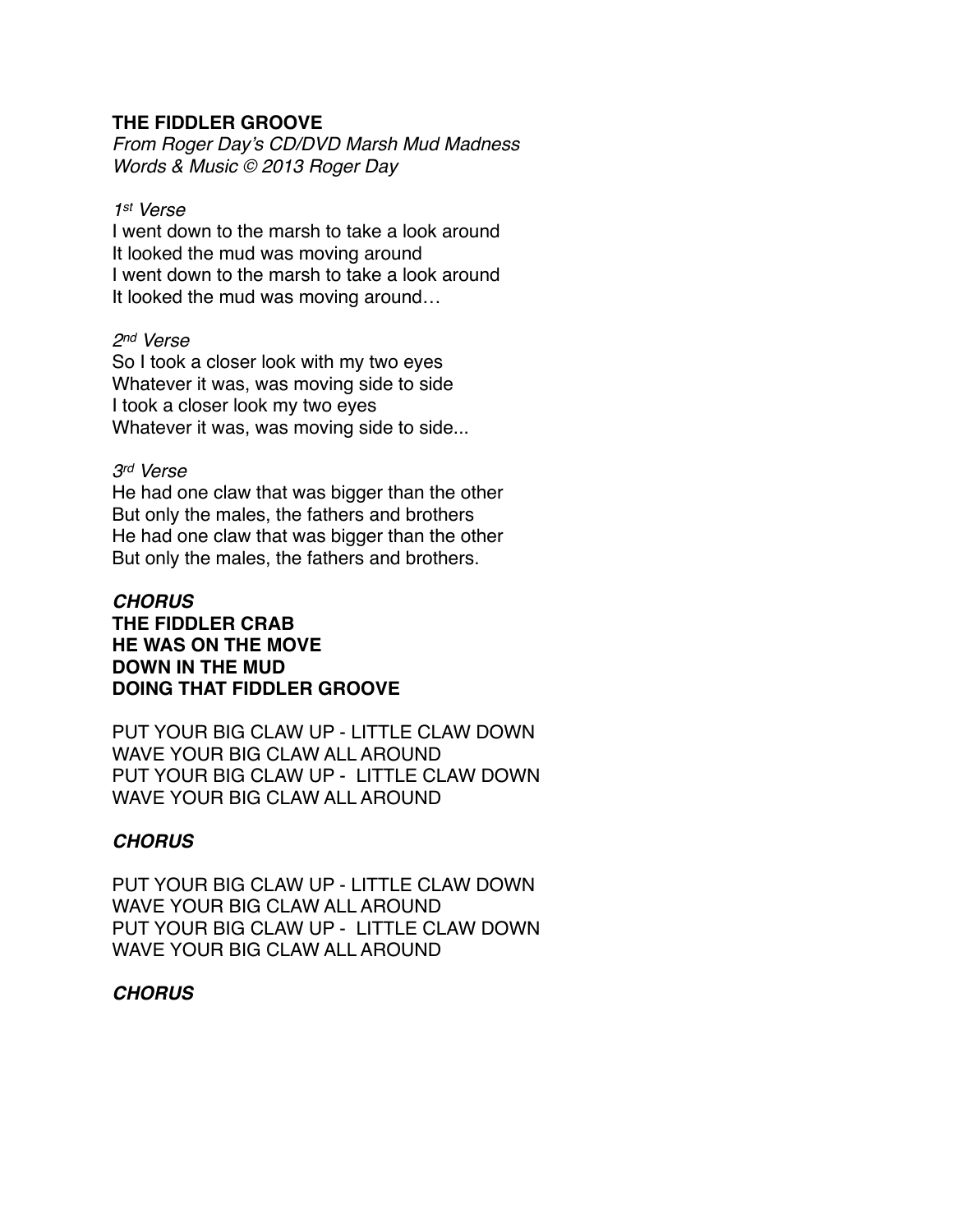**THE FIDDLER GROOVE**
*From Roger Day's CD/DVD Marsh Mud Madness*
*Words & Music © 2013 Roger Day*

*1st Verse*
I went down to the marsh to take a look around
It looked the mud was moving around
I went down to the marsh to take a look around
It looked the mud was moving around…

*2nd Verse*
So I took a closer look with my two eyes
Whatever it was, was moving side to side
I took a closer look my two eyes
Whatever it was, was moving side to side...

*3rd Verse*
He had one claw that was bigger than the other
But only the males, the fathers and brothers
He had one claw that was bigger than the other
But only the males, the fathers and brothers.

***CHORUS***
**THE FIDDLER CRAB**
**HE WAS ON THE MOVE**
**DOWN IN THE MUD**
**DOING THAT FIDDLER GROOVE**

PUT YOUR BIG CLAW UP - LITTLE CLAW DOWN
WAVE YOUR BIG CLAW ALL AROUND
PUT YOUR BIG CLAW UP - LITTLE CLAW DOWN
WAVE YOUR BIG CLAW ALL AROUND

***CHORUS***

PUT YOUR BIG CLAW UP - LITTLE CLAW DOWN
WAVE YOUR BIG CLAW ALL AROUND
PUT YOUR BIG CLAW UP - LITTLE CLAW DOWN
WAVE YOUR BIG CLAW ALL AROUND

***CHORUS***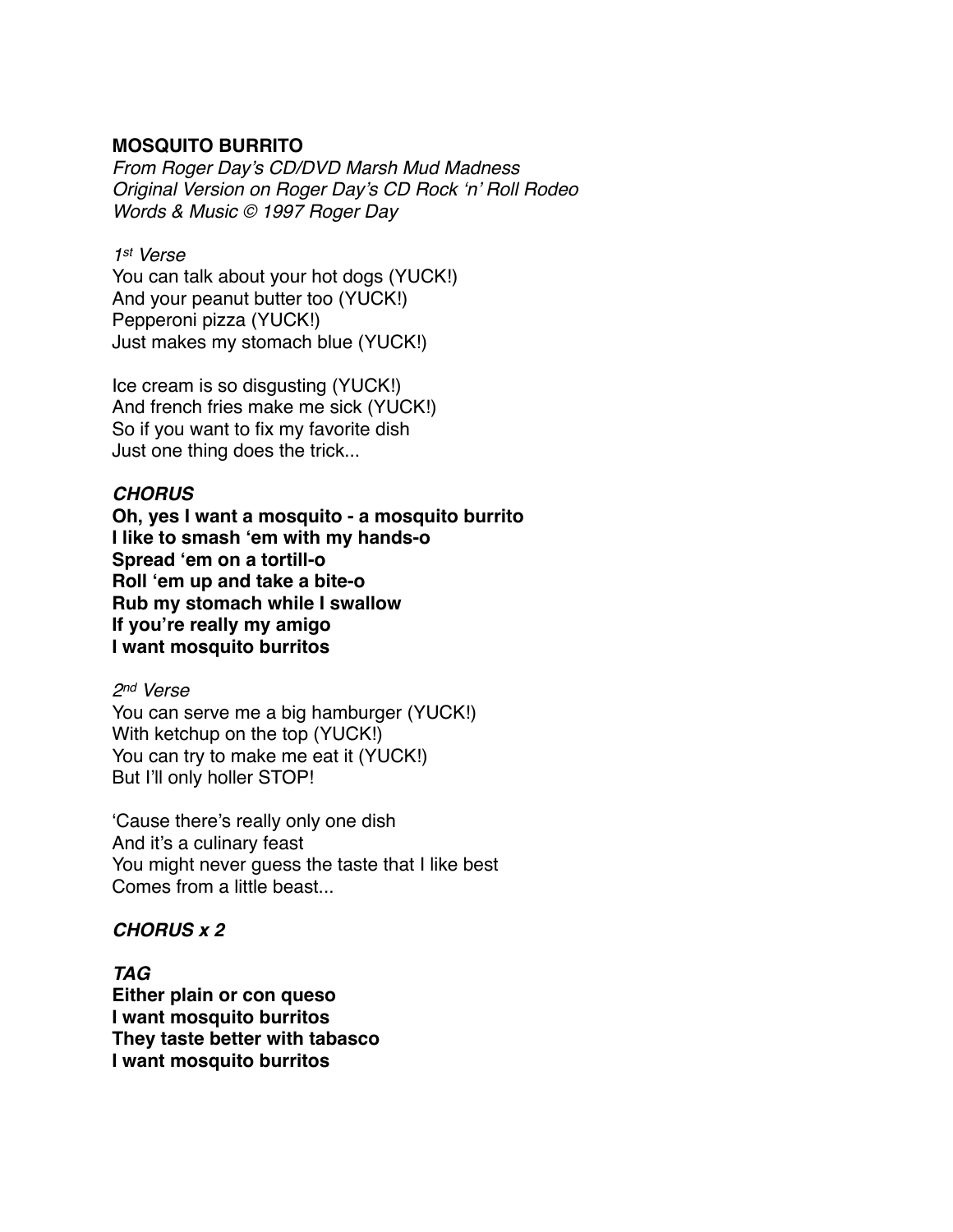**MOSQUITO BURRITO**

*From Roger Day's CD/DVD Marsh Mud Madness*
*Original Version on Roger Day's CD Rock 'n' Roll Rodeo*
*Words & Music © 1997 Roger Day*

*1st Verse*

You can talk about your hot dogs (YUCK!)
And your peanut butter too (YUCK!)
Pepperoni pizza (YUCK!)
Just makes my stomach blue (YUCK!)

Ice cream is so disgusting (YUCK!)
And french fries make me sick (YUCK!)
So if you want to fix my favorite dish
Just one thing does the trick...

***CHORUS***

**Oh, yes I want a mosquito - a mosquito burrito**
**I like to smash 'em with my hands-o**
**Spread 'em on a tortill-o**
**Roll 'em up and take a bite-o**
**Rub my stomach while I swallow**
**If you're really my amigo**
**I want mosquito burritos**

*2nd Verse*

You can serve me a big hamburger (YUCK!)
With ketchup on the top (YUCK!)
You can try to make me eat it (YUCK!)
But I'll only holler STOP!

'Cause there's really only one dish
And it's a culinary feast
You might never guess the taste that I like best
Comes from a little beast...

***CHORUS x 2***

***TAG***

**Either plain or con queso**
**I want mosquito burritos**
**They taste better with tabasco**
**I want mosquito burritos**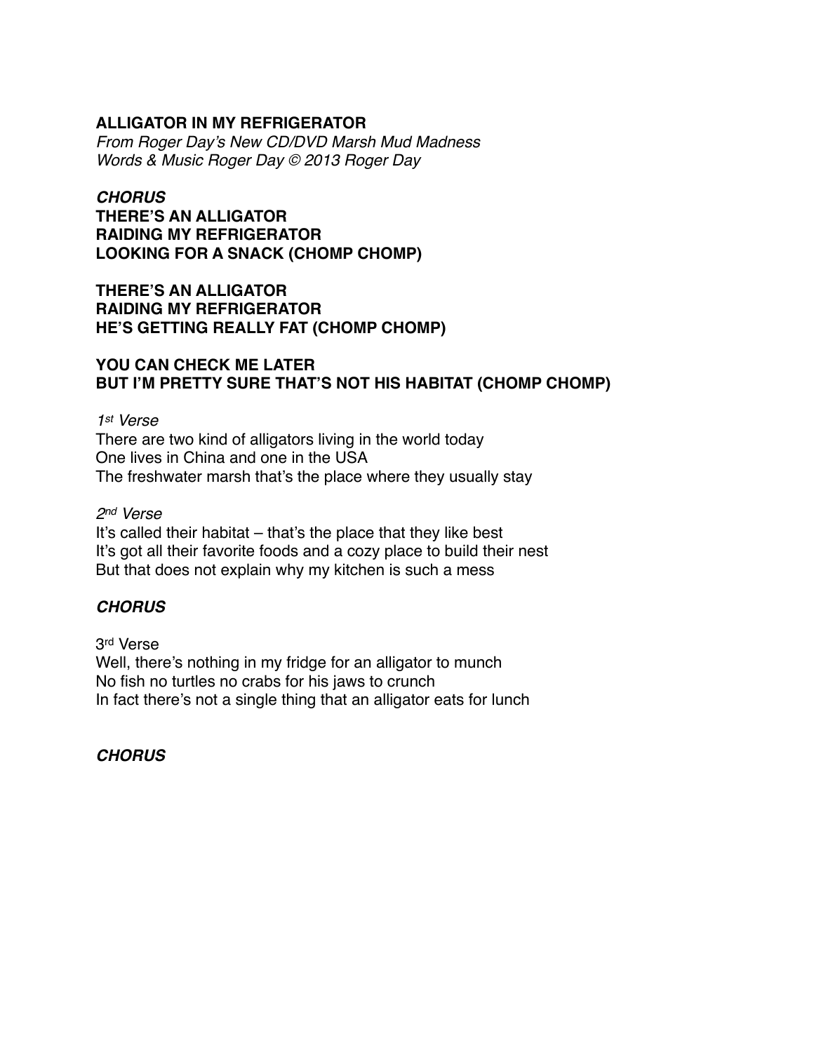**ALLIGATOR IN MY REFRIGERATOR**
*From Roger Day's New CD/DVD Marsh Mud Madness*
*Words & Music Roger Day © 2013 Roger Day*

***CHORUS***
**THERE'S AN ALLIGATOR**
**RAIDING MY REFRIGERATOR**
**LOOKING FOR A SNACK (CHOMP CHOMP)**

**THERE'S AN ALLIGATOR**
**RAIDING MY REFRIGERATOR**
**HE'S GETTING REALLY FAT (CHOMP CHOMP)**

**YOU CAN CHECK ME LATER**
**BUT I'M PRETTY SURE THAT'S NOT HIS HABITAT (CHOMP CHOMP)**

*1st Verse*
There are two kind of alligators living in the world today
One lives in China and one in the USA
The freshwater marsh that's the place where they usually stay

*2nd Verse*
It's called their habitat – that's the place that they like best
It's got all their favorite foods and a cozy place to build their nest
But that does not explain why my kitchen is such a mess

***CHORUS***

3rd Verse
Well, there's nothing in my fridge for an alligator to munch
No fish no turtles no crabs for his jaws to crunch
In fact there's not a single thing that an alligator eats for lunch

***CHORUS***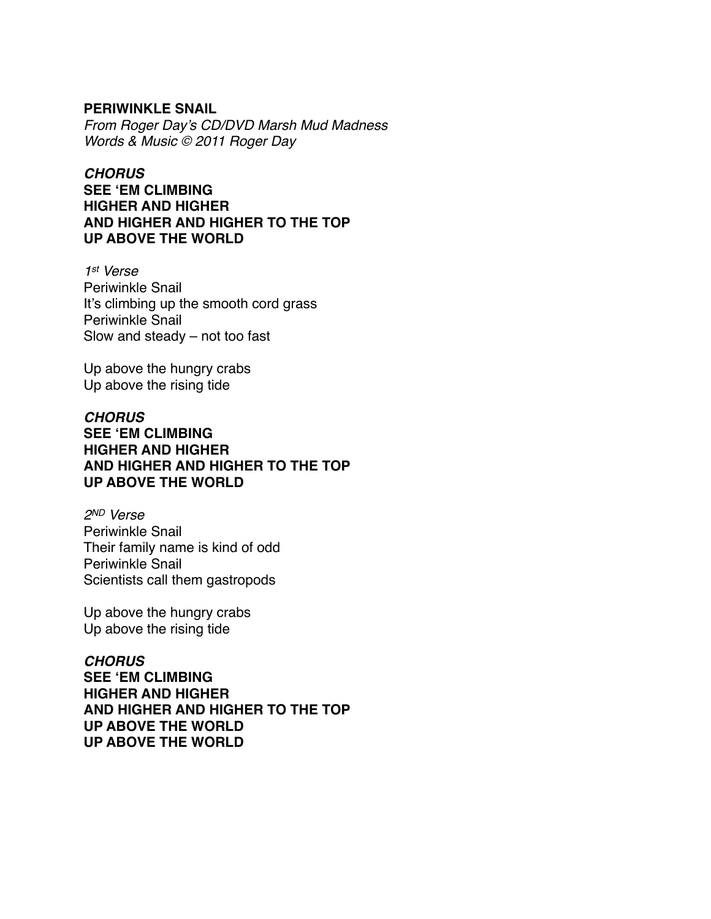**PERIWINKLE SNAIL**
*From Roger Day's CD/DVD Marsh Mud Madness*
*Words & Music © 2011 Roger Day*

***CHORUS***
**SEE 'EM CLIMBING**
**HIGHER AND HIGHER**
**AND HIGHER AND HIGHER TO THE TOP**
**UP ABOVE THE WORLD**

*1st Verse*
Periwinkle Snail
It's climbing up the smooth cord grass
Periwinkle Snail
Slow and steady – not too fast

Up above the hungry crabs
Up above the rising tide

***CHORUS***
**SEE 'EM CLIMBING**
**HIGHER AND HIGHER**
**AND HIGHER AND HIGHER TO THE TOP**
**UP ABOVE THE WORLD**

*2ND Verse*
Periwinkle Snail
Their family name is kind of odd
Periwinkle Snail
Scientists call them gastropods

Up above the hungry crabs
Up above the rising tide

***CHORUS***
**SEE 'EM CLIMBING**
**HIGHER AND HIGHER**
**AND HIGHER AND HIGHER TO THE TOP**
**UP ABOVE THE WORLD**
**UP ABOVE THE WORLD**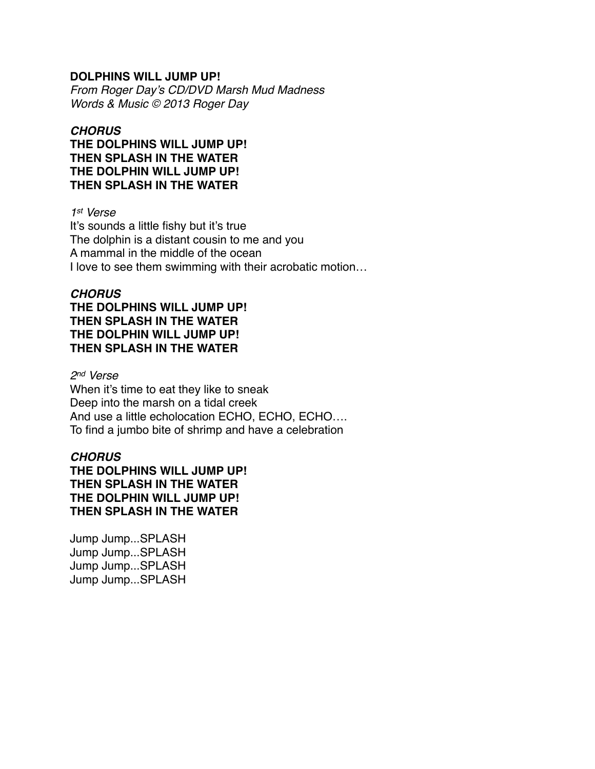**DOLPHINS WILL JUMP UP!**

*From Roger Day's CD/DVD Marsh Mud Madness*
*Words & Music © 2013 Roger Day*

***CHORUS***

**THE DOLPHINS WILL JUMP UP!**
**THEN SPLASH IN THE WATER**
**THE DOLPHIN WILL JUMP UP!**
**THEN SPLASH IN THE WATER**

*1st Verse*

It's sounds a little fishy but it's true
The dolphin is a distant cousin to me and you
A mammal in the middle of the ocean
I love to see them swimming with their acrobatic motion…

***CHORUS***

**THE DOLPHINS WILL JUMP UP!**
**THEN SPLASH IN THE WATER**
**THE DOLPHIN WILL JUMP UP!**
**THEN SPLASH IN THE WATER**

*2nd Verse*

When it's time to eat they like to sneak
Deep into the marsh on a tidal creek
And use a little echolocation ECHO, ECHO, ECHO….
To find a jumbo bite of shrimp and have a celebration

***CHORUS***

**THE DOLPHINS WILL JUMP UP!**
**THEN SPLASH IN THE WATER**
**THE DOLPHIN WILL JUMP UP!**
**THEN SPLASH IN THE WATER**

Jump Jump...SPLASH
Jump Jump...SPLASH
Jump Jump...SPLASH
Jump Jump...SPLASH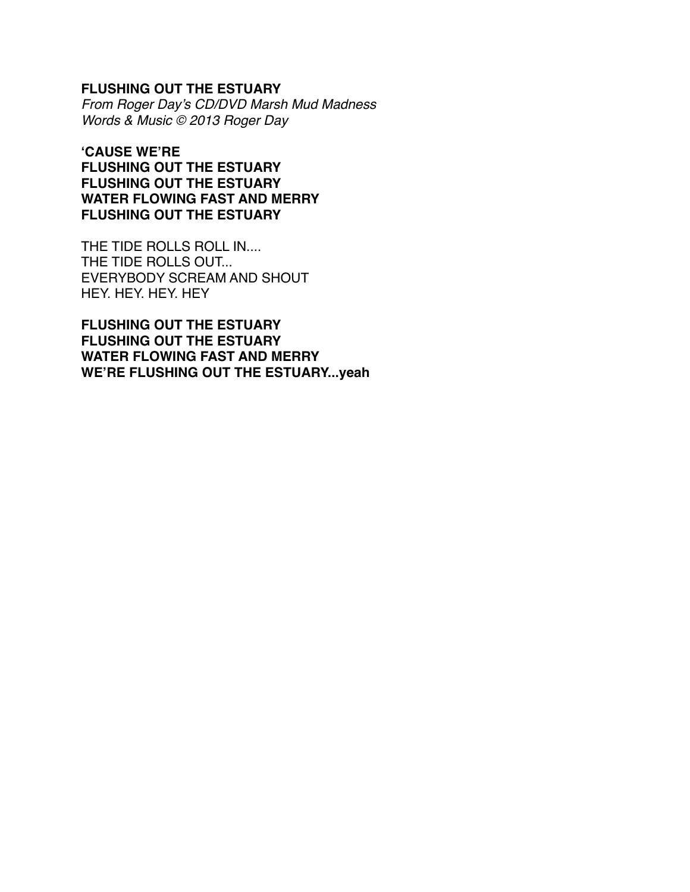**FLUSHING OUT THE ESTUARY**
*From Roger Day's CD/DVD Marsh Mud Madness*
*Words & Music © 2013 Roger Day*

**'CAUSE WE'RE**
**FLUSHING OUT THE ESTUARY**
**FLUSHING OUT THE ESTUARY**
**WATER FLOWING FAST AND MERRY**
**FLUSHING OUT THE ESTUARY**

THE TIDE ROLLS ROLL IN....
THE TIDE ROLLS OUT...
EVERYBODY SCREAM AND SHOUT
HEY. HEY. HEY. HEY

**FLUSHING OUT THE ESTUARY**
**FLUSHING OUT THE ESTUARY**
**WATER FLOWING FAST AND MERRY**
**WE'RE FLUSHING OUT THE ESTUARY...yeah**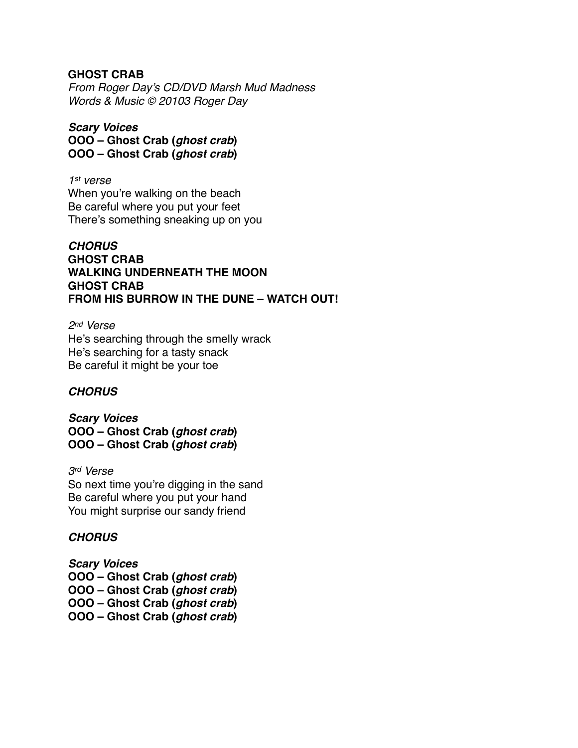**GHOST CRAB**
*From Roger Day's CD/DVD Marsh Mud Madness*
*Words & Music © 20103 Roger Day*

***Scary Voices***
**OOO – Ghost Crab (*ghost crab*)**
**OOO – Ghost Crab (*ghost crab*)**

*1st verse*
When you're walking on the beach
Be careful where you put your feet
There's something sneaking up on you

***CHORUS***
**GHOST CRAB**
**WALKING UNDERNEATH THE MOON**
**GHOST CRAB**
**FROM HIS BURROW IN THE DUNE – WATCH OUT!**

*2nd Verse*
He's searching through the smelly wrack
He's searching for a tasty snack
Be careful it might be your toe

***CHORUS***

***Scary Voices***
**OOO – Ghost Crab (*ghost crab*)**
**OOO – Ghost Crab (*ghost crab*)**

*3rd Verse*
So next time you're digging in the sand
Be careful where you put your hand
You might surprise our sandy friend

***CHORUS***

***Scary Voices***
**OOO – Ghost Crab (*ghost crab*)**
**OOO – Ghost Crab (*ghost crab*)**
**OOO – Ghost Crab (*ghost crab*)**
**OOO – Ghost Crab (*ghost crab*)**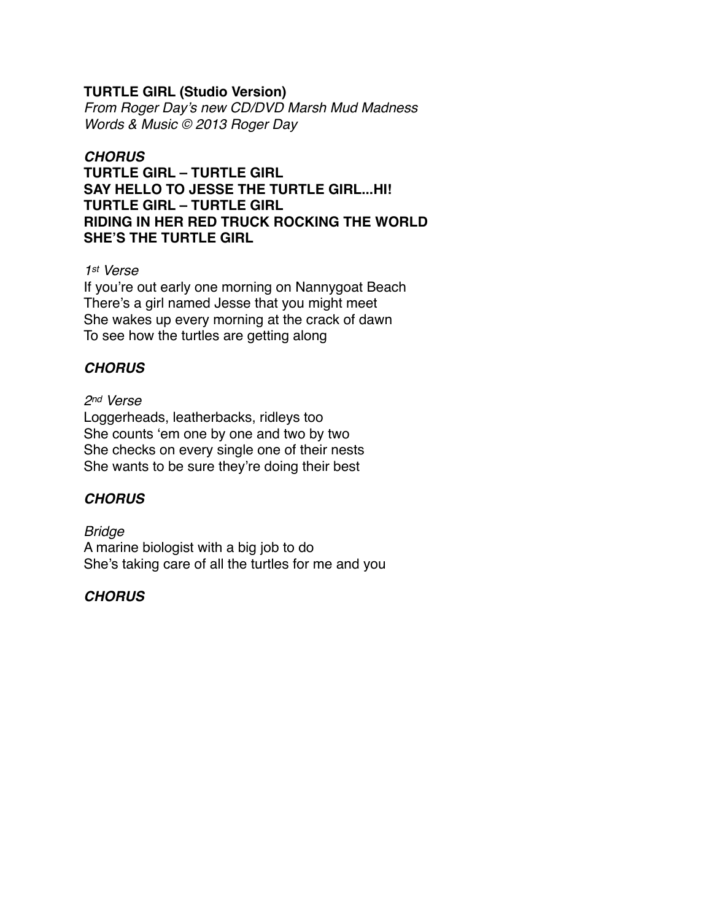**TURTLE GIRL (Studio Version)**
*From Roger Day's new CD/DVD Marsh Mud Madness*
*Words & Music © 2013 Roger Day*

***CHORUS***
**TURTLE GIRL – TURTLE GIRL**
**SAY HELLO TO JESSE THE TURTLE GIRL...HI!**
**TURTLE GIRL – TURTLE GIRL**
**RIDING IN HER RED TRUCK ROCKING THE WORLD**
**SHE'S THE TURTLE GIRL**

*1st Verse*
If you're out early one morning on Nannygoat Beach
There's a girl named Jesse that you might meet
She wakes up every morning at the crack of dawn
To see how the turtles are getting along

***CHORUS***

*2nd Verse*
Loggerheads, leatherbacks, ridleys too
She counts 'em one by one and two by two
She checks on every single one of their nests
She wants to be sure they're doing their best

***CHORUS***

*Bridge*
A marine biologist with a big job to do
She's taking care of all the turtles for me and you

***CHORUS***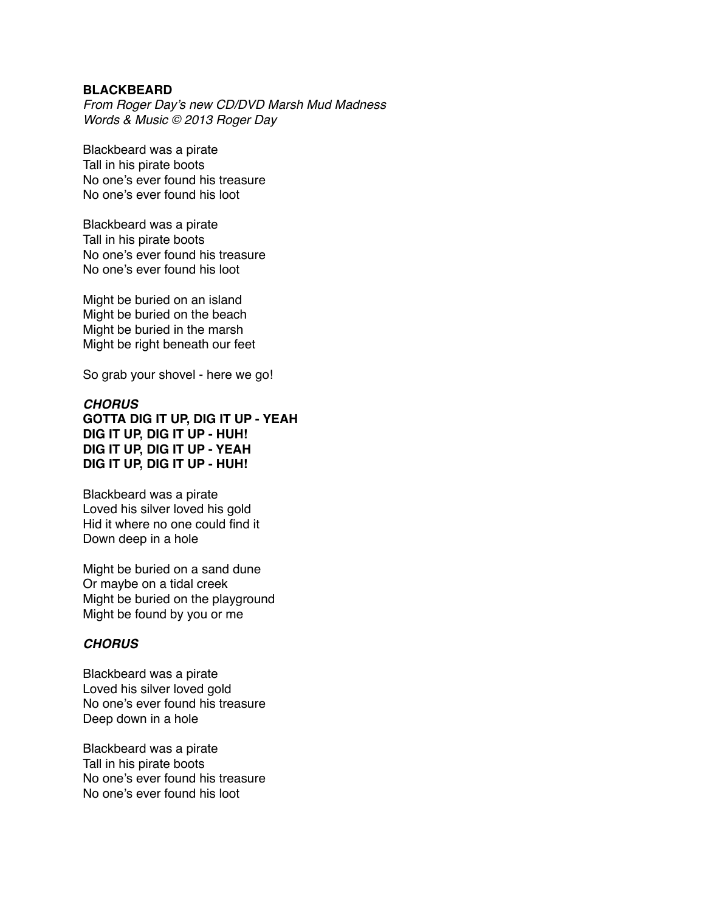**BLACKBEARD**
*From Roger Day's new CD/DVD Marsh Mud Madness*
*Words & Music © 2013 Roger Day*

Blackbeard was a pirate
Tall in his pirate boots
No one's ever found his treasure
No one's ever found his loot

Blackbeard was a pirate
Tall in his pirate boots
No one's ever found his treasure
No one's ever found his loot

Might be buried on an island
Might be buried on the beach
Might be buried in the marsh
Might be right beneath our feet

So grab your shovel - here we go!

***CHORUS***
**GOTTA DIG IT UP, DIG IT UP - YEAH**
**DIG IT UP, DIG IT UP - HUH!**
**DIG IT UP, DIG IT UP - YEAH**
**DIG IT UP, DIG IT UP - HUH!**

Blackbeard was a pirate
Loved his silver loved his gold
Hid it where no one could find it
Down deep in a hole

Might be buried on a sand dune
Or maybe on a tidal creek
Might be buried on the playground
Might be found by you or me

***CHORUS***

Blackbeard was a pirate
Loved his silver loved gold
No one's ever found his treasure
Deep down in a hole

Blackbeard was a pirate
Tall in his pirate boots
No one's ever found his treasure
No one's ever found his loot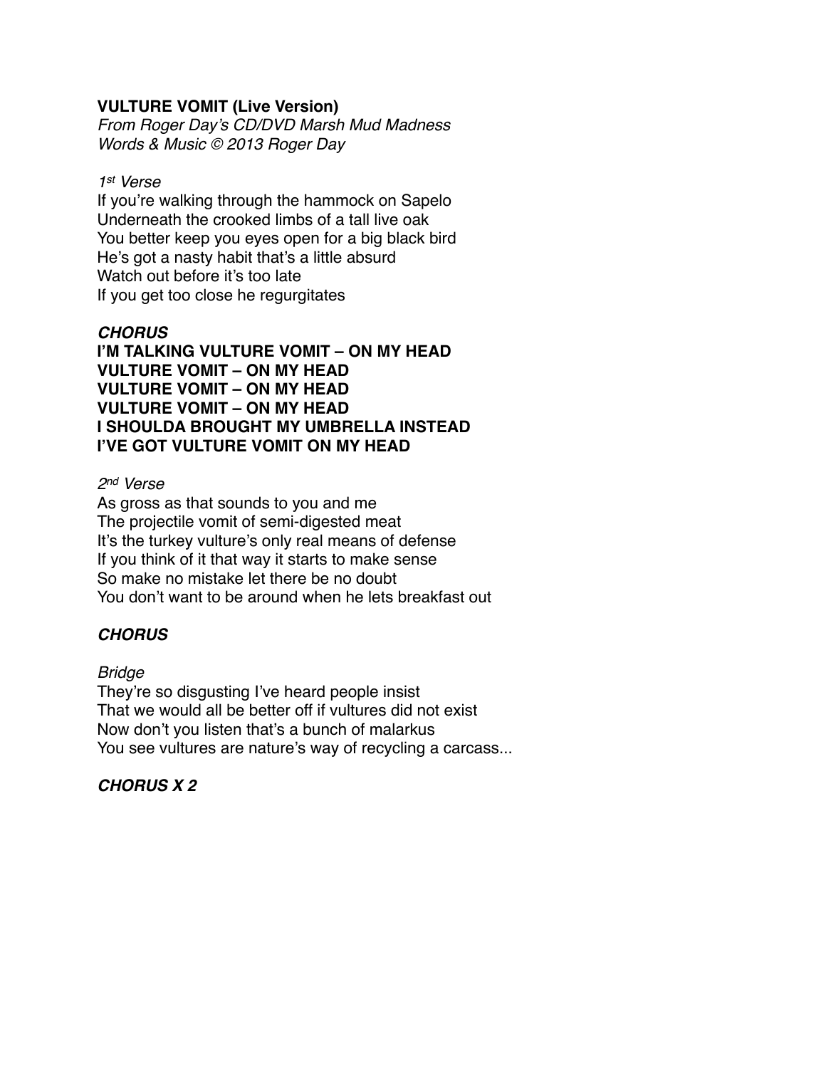**VULTURE VOMIT (Live Version)**
*From Roger Day's CD/DVD Marsh Mud Madness*
*Words & Music © 2013 Roger Day*

*1st Verse*
If you're walking through the hammock on Sapelo
Underneath the crooked limbs of a tall live oak
You better keep you eyes open for a big black bird
He's got a nasty habit that's a little absurd
Watch out before it's too late
If you get too close he regurgitates

***CHORUS***
**I'M TALKING VULTURE VOMIT – ON MY HEAD**
**VULTURE VOMIT – ON MY HEAD**
**VULTURE VOMIT – ON MY HEAD**
**VULTURE VOMIT – ON MY HEAD**
**I SHOULDA BROUGHT MY UMBRELLA INSTEAD**
**I'VE GOT VULTURE VOMIT ON MY HEAD**

*2nd Verse*
As gross as that sounds to you and me
The projectile vomit of semi-digested meat
It's the turkey vulture's only real means of defense
If you think of it that way it starts to make sense
So make no mistake let there be no doubt
You don't want to be around when he lets breakfast out

***CHORUS***

*Bridge*
They're so disgusting I've heard people insist
That we would all be better off if vultures did not exist
Now don't you listen that's a bunch of malarkus
You see vultures are nature's way of recycling a carcass...

***CHORUS X 2***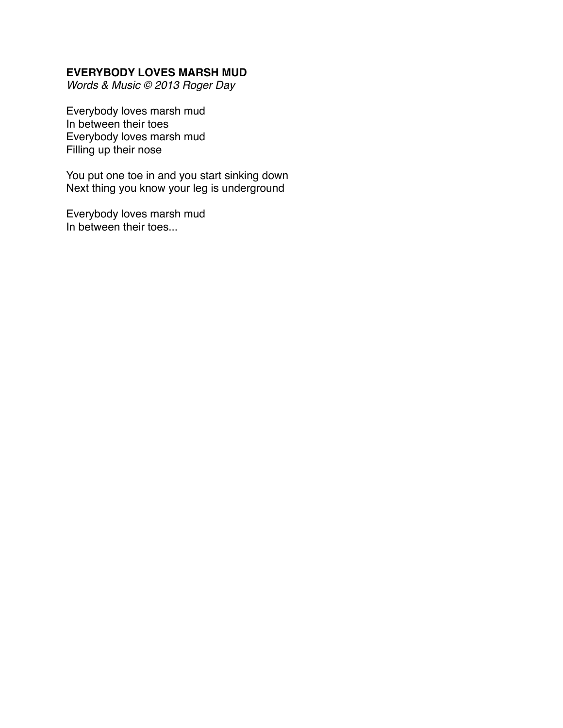**EVERYBODY LOVES MARSH MUD**
*Words & Music © 2013 Roger Day*

Everybody loves marsh mud
In between their toes
Everybody loves marsh mud
Filling up their nose

You put one toe in and you start sinking down
Next thing you know your leg is underground

Everybody loves marsh mud
In between their toes...